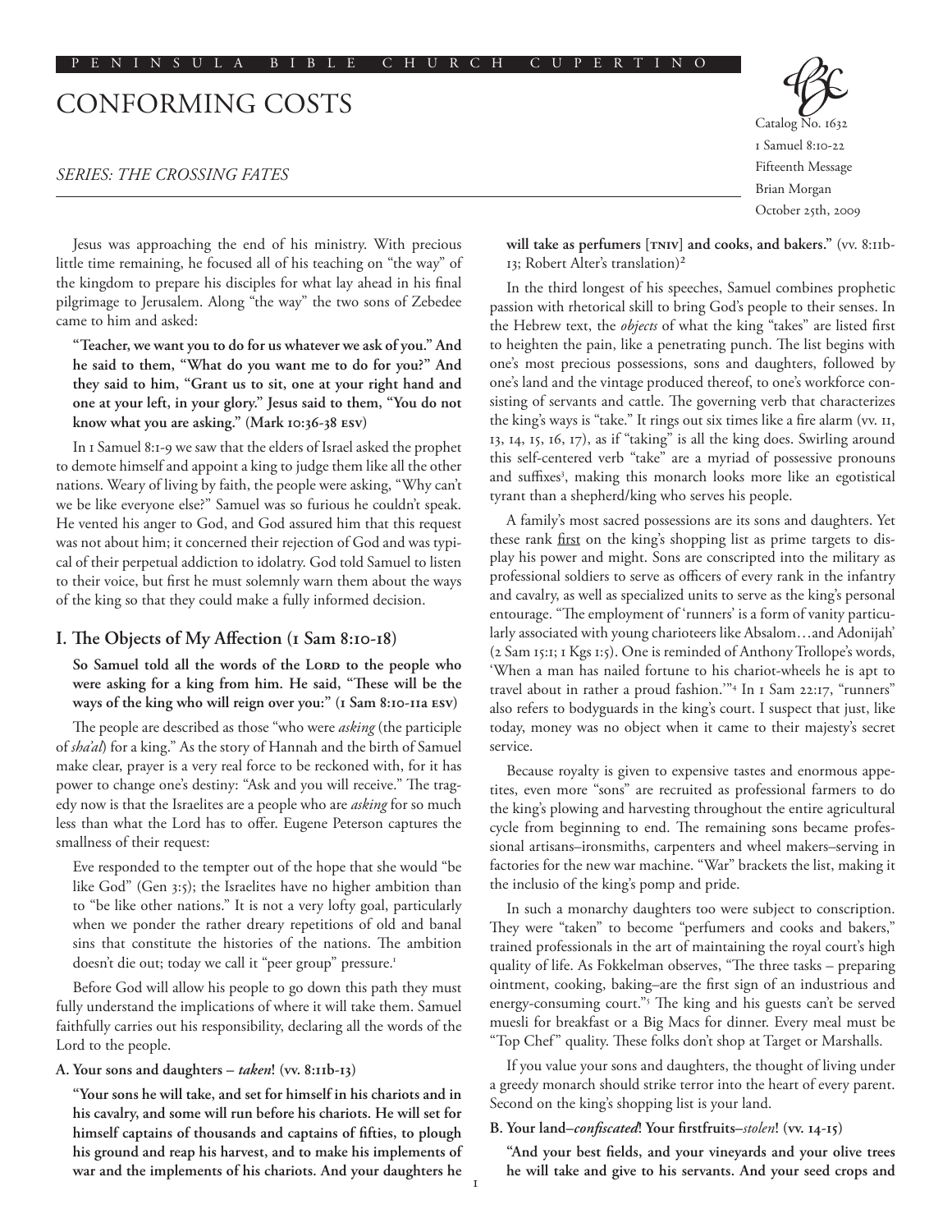PENINSULA BIBLE CHURCH CUPERTINO

# CONFORMING COSTS

*SERIES: THE CROSSING FATES*

Catalog No. 1632
1 Samuel 8:10-22
Fifteenth Message
Brian Morgan
October 25th, 2009

Jesus was approaching the end of his ministry. With precious little time remaining, he focused all of his teaching on "the way" of the kingdom to prepare his disciples for what lay ahead in his final pilgrimage to Jerusalem. Along "the way" the two sons of Zebedee came to him and asked:

> **"Teacher, we want you to do for us whatever we ask of you." And he said to them, "What do you want me to do for you?" And they said to him, "Grant us to sit, one at your right hand and one at your left, in your glory." Jesus said to them, "You do not know what you are asking." (Mark 10:36-38 ESV)**

In 1 Samuel 8:1-9 we saw that the elders of Israel asked the prophet to demote himself and appoint a king to judge them like all the other nations. Weary of living by faith, the people were asking, "Why can't we be like everyone else?" Samuel was so furious he couldn't speak. He vented his anger to God, and God assured him that this request was not about him; it concerned their rejection of God and was typical of their perpetual addiction to idolatry. God told Samuel to listen to their voice, but first he must solemnly warn them about the ways of the king so that they could make a fully informed decision.

## I. The Objects of My Affection (1 Sam 8:10-18)

> **So Samuel told all the words of the LORD to the people who were asking for a king from him. He said, "These will be the ways of the king who will reign over you:" (1 Sam 8:10-11a ESV)**

The people are described as those "who were *asking* (the participle of *sha'al*) for a king." As the story of Hannah and the birth of Samuel make clear, prayer is a very real force to be reckoned with, for it has power to change one's destiny: "Ask and you will receive." The tragedy now is that the Israelites are a people who are *asking* for so much less than what the Lord has to offer. Eugene Peterson captures the smallness of their request:

> Eve responded to the tempter out of the hope that she would "be like God" (Gen 3:5); the Israelites have no higher ambition than to "be like other nations." It is not a very lofty goal, particularly when we ponder the rather dreary repetitions of old and banal sins that constitute the histories of the nations. The ambition doesn't die out; today we call it "peer group" pressure.[1]

Before God will allow his people to go down this path they must fully understand the implications of where it will take them. Samuel faithfully carries out his responsibility, declaring all the words of the Lord to the people.

### A. Your sons and daughters – *taken*! (vv. 8:11b-13)

> **"Your sons he will take, and set for himself in his chariots and in his cavalry, and some will run before his chariots. He will set for himself captains of thousands and captains of fifties, to plough his ground and reap his harvest, and to make his implements of war and the implements of his chariots. And your daughters he will take as perfumers [TNIV] and cooks, and bakers." (vv. 8:11b-13; Robert Alter's translation)[2]**

In the third longest of his speeches, Samuel combines prophetic passion with rhetorical skill to bring God's people to their senses. In the Hebrew text, the *objects* of what the king "takes" are listed first to heighten the pain, like a penetrating punch. The list begins with one's most precious possessions, sons and daughters, followed by one's land and the vintage produced thereof, to one's workforce consisting of servants and cattle. The governing verb that characterizes the king's ways is "take." It rings out six times like a fire alarm (vv. 11, 13, 14, 15, 16, 17), as if "taking" is all the king does. Swirling around this self-centered verb "take" are a myriad of possessive pronouns and suffixes[3], making this monarch looks more like an egotistical tyrant than a shepherd/king who serves his people.

A family's most sacred possessions are its sons and daughters. Yet these rank first on the king's shopping list as prime targets to display his power and might. Sons are conscripted into the military as professional soldiers to serve as officers of every rank in the infantry and cavalry, as well as specialized units to serve as the king's personal entourage. "The employment of 'runners' is a form of vanity particularly associated with young charioteers like Absalom…and Adonijah' (2 Sam 15:1; 1 Kgs 1:5). One is reminded of Anthony Trollope's words, 'When a man has nailed fortune to his chariot-wheels he is apt to travel about in rather a proud fashion.'"[4] In 1 Sam 22:17, "runners" also refers to bodyguards in the king's court. I suspect that just, like today, money was no object when it came to their majesty's secret service.

Because royalty is given to expensive tastes and enormous appetites, even more "sons" are recruited as professional farmers to do the king's plowing and harvesting throughout the entire agricultural cycle from beginning to end. The remaining sons became professional artisans–ironsmiths, carpenters and wheel makers–serving in factories for the new war machine. "War" brackets the list, making it the inclusio of the king's pomp and pride.

In such a monarchy daughters too were subject to conscription. They were "taken" to become "perfumers and cooks and bakers," trained professionals in the art of maintaining the royal court's high quality of life. As Fokkelman observes, "The three tasks – preparing ointment, cooking, baking–are the first sign of an industrious and energy-consuming court."[5] The king and his guests can't be served muesli for breakfast or a Big Macs for dinner. Every meal must be "Top Chef" quality. These folks don't shop at Target or Marshalls.

If you value your sons and daughters, the thought of living under a greedy monarch should strike terror into the heart of every parent. Second on the king's shopping list is your land.

### B. Your land–*confiscated*! Your firstfruits–*stolen*! (vv. 14-15)

> **"And your best fields, and your vineyards and your olive trees he will take and give to his servants. And your seed crops and**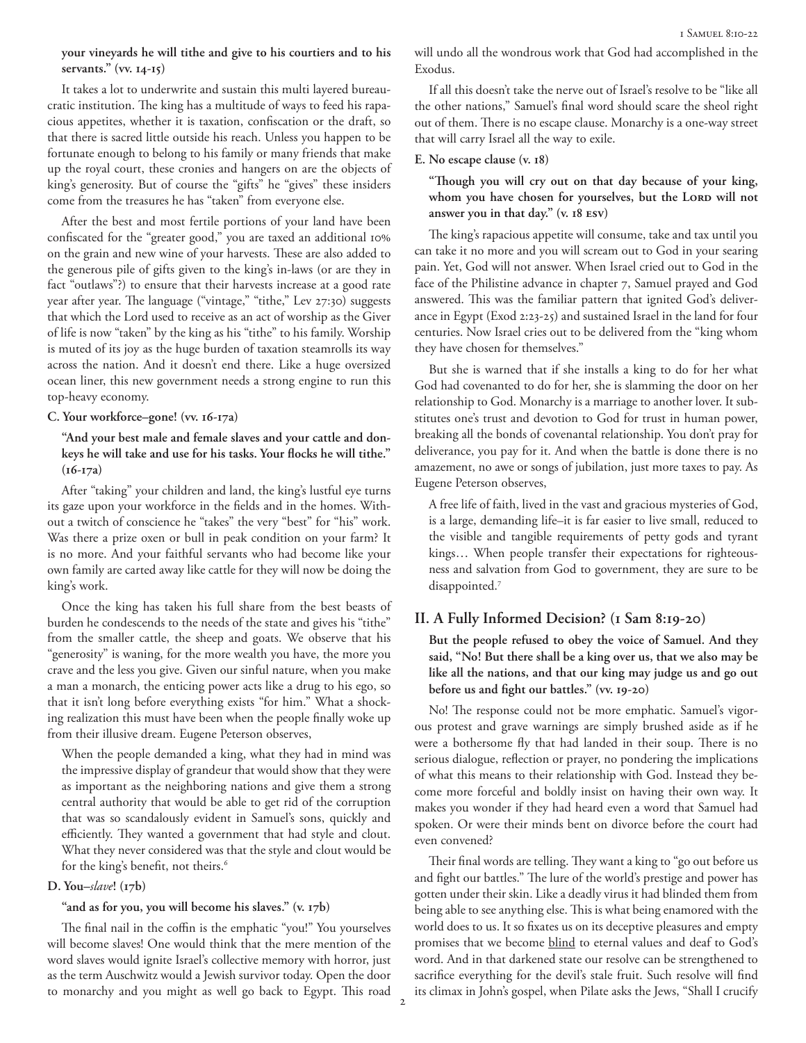**your vineyards he will tithe and give to his courtiers and to his servants." (vv. 14-15)**

It takes a lot to underwrite and sustain this multi layered bureaucratic institution. The king has a multitude of ways to feed his rapacious appetites, whether it is taxation, confiscation or the draft, so that there is sacred little outside his reach. Unless you happen to be fortunate enough to belong to his family or many friends that make up the royal court, these cronies and hangers on are the objects of king's generosity. But of course the "gifts" he "gives" these insiders come from the treasures he has "taken" from everyone else.

After the best and most fertile portions of your land have been confiscated for the "greater good," you are taxed an additional 10% on the grain and new wine of your harvests. These are also added to the generous pile of gifts given to the king's in-laws (or are they in fact "outlaws"?) to ensure that their harvests increase at a good rate year after year. The language ("vintage," "tithe," Lev 27:30) suggests that which the Lord used to receive as an act of worship as the Giver of life is now "taken" by the king as his "tithe" to his family. Worship is muted of its joy as the huge burden of taxation steamrolls its way across the nation. And it doesn't end there. Like a huge oversized ocean liner, this new government needs a strong engine to run this top-heavy economy.

**C. Your workforce–gone! (vv. 16-17a)**

**"And your best male and female slaves and your cattle and donkeys he will take and use for his tasks. Your flocks he will tithe." (16-17a)**

After "taking" your children and land, the king's lustful eye turns its gaze upon your workforce in the fields and in the homes. Without a twitch of conscience he "takes" the very "best" for "his" work. Was there a prize oxen or bull in peak condition on your farm? It is no more. And your faithful servants who had become like your own family are carted away like cattle for they will now be doing the king's work.

Once the king has taken his full share from the best beasts of burden he condescends to the needs of the state and gives his "tithe" from the smaller cattle, the sheep and goats. We observe that his "generosity" is waning, for the more wealth you have, the more you crave and the less you give. Given our sinful nature, when you make a man a monarch, the enticing power acts like a drug to his ego, so that it isn't long before everything exists "for him." What a shocking realization this must have been when the people finally woke up from their illusive dream. Eugene Peterson observes,

> When the people demanded a king, what they had in mind was the impressive display of grandeur that would show that they were as important as the neighboring nations and give them a strong central authority that would be able to get rid of the corruption that was so scandalously evident in Samuel's sons, quickly and efficiently. They wanted a government that had style and clout. What they never considered was that the style and clout would be for the king's benefit, not theirs.[6]

**D. You–*slave*! (17b)**

**"and as for you, you will become his slaves." (v. 17b)**

The final nail in the coffin is the emphatic "you!" You yourselves will become slaves! One would think that the mere mention of the word slaves would ignite Israel's collective memory with horror, just as the term Auschwitz would a Jewish survivor today. Open the door to monarchy and you might as well go back to Egypt. This road will undo all the wondrous work that God had accomplished in the Exodus.

If all this doesn't take the nerve out of Israel's resolve to be "like all the other nations," Samuel's final word should scare the sheol right out of them. There is no escape clause. Monarchy is a one-way street that will carry Israel all the way to exile.

**E. No escape clause (v. 18)**

**"Though you will cry out on that day because of your king, whom you have chosen for yourselves, but the Lord will not answer you in that day." (v. 18 ESV)**

The king's rapacious appetite will consume, take and tax until you can take it no more and you will scream out to God in your searing pain. Yet, God will not answer. When Israel cried out to God in the face of the Philistine advance in chapter 7, Samuel prayed and God answered. This was the familiar pattern that ignited God's deliverance in Egypt (Exod 2:23-25) and sustained Israel in the land for four centuries. Now Israel cries out to be delivered from the "king whom they have chosen for themselves."

But she is warned that if she installs a king to do for her what God had covenanted to do for her, she is slamming the door on her relationship to God. Monarchy is a marriage to another lover. It substitutes one's trust and devotion to God for trust in human power, breaking all the bonds of covenantal relationship. You don't pray for deliverance, you pay for it. And when the battle is done there is no amazement, no awe or songs of jubilation, just more taxes to pay. As Eugene Peterson observes,

> A free life of faith, lived in the vast and gracious mysteries of God, is a large, demanding life–it is far easier to live small, reduced to the visible and tangible requirements of petty gods and tyrant kings… When people transfer their expectations for righteousness and salvation from God to government, they are sure to be disappointed.[7]

## II. A Fully Informed Decision? (1 Sam 8:19-20)

**But the people refused to obey the voice of Samuel. And they said, "No! But there shall be a king over us, that we also may be like all the nations, and that our king may judge us and go out before us and fight our battles." (vv. 19-20)**

No! The response could not be more emphatic. Samuel's vigorous protest and grave warnings are simply brushed aside as if he were a bothersome fly that had landed in their soup. There is no serious dialogue, reflection or prayer, no pondering the implications of what this means to their relationship with God. Instead they become more forceful and boldly insist on having their own way. It makes you wonder if they had heard even a word that Samuel had spoken. Or were their minds bent on divorce before the court had even convened?

Their final words are telling. They want a king to "go out before us and fight our battles." The lure of the world's prestige and power has gotten under their skin. Like a deadly virus it had blinded them from being able to see anything else. This is what being enamored with the world does to us. It so fixates us on its deceptive pleasures and empty promises that we become blind to eternal values and deaf to God's word. And in that darkened state our resolve can be strengthened to sacrifice everything for the devil's stale fruit. Such resolve will find its climax in John's gospel, when Pilate asks the Jews, "Shall I crucify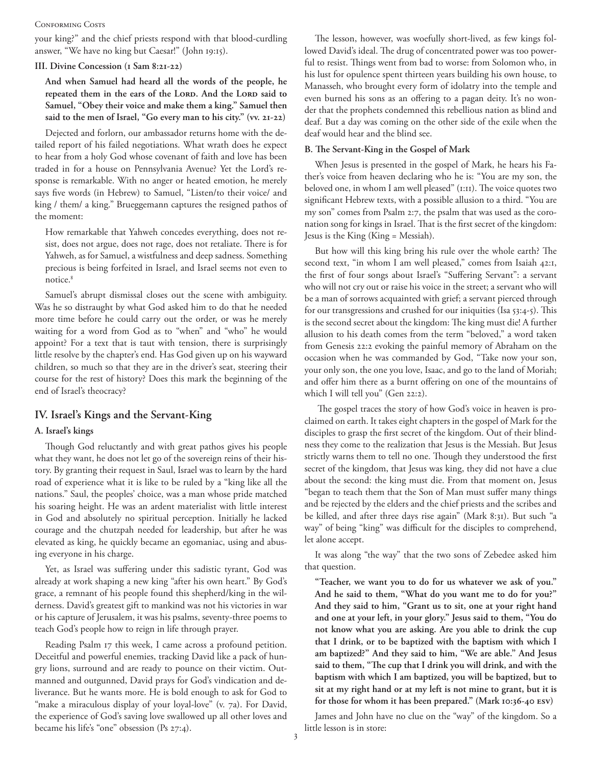your king?" and the chief priests respond with that blood-curdling answer, "We have no king but Caesar!" (John 19:15).

### III. Divine Concession (1 Sam 8:21-22)

> **And when Samuel had heard all the words of the people, he repeated them in the ears of the Lord. And the Lord said to Samuel, "Obey their voice and make them a king." Samuel then said to the men of Israel, "Go every man to his city." (vv. 21-22)**

Dejected and forlorn, our ambassador returns home with the detailed report of his failed negotiations. What wrath does he expect to hear from a holy God whose covenant of faith and love has been traded in for a house on Pennsylvania Avenue? Yet the Lord's response is remarkable. With no anger or heated emotion, he merely says five words (in Hebrew) to Samuel, "Listen/to their voice/ and king / them/ a king." Brueggemann captures the resigned pathos of the moment:

> How remarkable that Yahweh concedes everything, does not resist, does not argue, does not rage, does not retaliate. There is for Yahweh, as for Samuel, a wistfulness and deep sadness. Something precious is being forfeited in Israel, and Israel seems not even to notice.[8]

Samuel's abrupt dismissal closes out the scene with ambiguity. Was he so distraught by what God asked him to do that he needed more time before he could carry out the order, or was he merely waiting for a word from God as to "when" and "who" he would appoint? For a text that is taut with tension, there is surprisingly little resolve by the chapter's end. Has God given up on his wayward children, so much so that they are in the driver's seat, steering their course for the rest of history? Does this mark the beginning of the end of Israel's theocracy?

## IV. Israel's Kings and the Servant-King

### A. Israel's kings

Though God reluctantly and with great pathos gives his people what they want, he does not let go of the sovereign reins of their history. By granting their request in Saul, Israel was to learn by the hard road of experience what it is like to be ruled by a "king like all the nations." Saul, the peoples' choice, was a man whose pride matched his soaring height. He was an ardent materialist with little interest in God and absolutely no spiritual perception. Initially he lacked courage and the chutzpah needed for leadership, but after he was elevated as king, he quickly became an egomaniac, using and abusing everyone in his charge.

Yet, as Israel was suffering under this sadistic tyrant, God was already at work shaping a new king "after his own heart." By God's grace, a remnant of his people found this shepherd/king in the wilderness. David's greatest gift to mankind was not his victories in war or his capture of Jerusalem, it was his psalms, seventy-three poems to teach God's people how to reign in life through prayer.

Reading Psalm 17 this week, I came across a profound petition. Deceitful and powerful enemies, tracking David like a pack of hungry lions, surround and are ready to pounce on their victim. Outmanned and outgunned, David prays for God's vindication and deliverance. But he wants more. He is bold enough to ask for God to "make a miraculous display of your loyal-love" (v. 7a). For David, the experience of God's saving love swallowed up all other loves and became his life's "one" obsession (Ps 27:4).

The lesson, however, was woefully short-lived, as few kings followed David's ideal. The drug of concentrated power was too powerful to resist. Things went from bad to worse: from Solomon who, in his lust for opulence spent thirteen years building his own house, to Manasseh, who brought every form of idolatry into the temple and even burned his sons as an offering to a pagan deity. It's no wonder that the prophets condemned this rebellious nation as blind and deaf. But a day was coming on the other side of the exile when the deaf would hear and the blind see.

### B. The Servant-King in the Gospel of Mark

When Jesus is presented in the gospel of Mark, he hears his Father's voice from heaven declaring who he is: "You are my son, the beloved one, in whom I am well pleased" (1:11). The voice quotes two significant Hebrew texts, with a possible allusion to a third. "You are my son" comes from Psalm 2:7, the psalm that was used as the coronation song for kings in Israel. That is the first secret of the kingdom: Jesus is the King (King = Messiah).

But how will this king bring his rule over the whole earth? The second text, "in whom I am well pleased," comes from Isaiah 42:1, the first of four songs about Israel's "Suffering Servant": a servant who will not cry out or raise his voice in the street; a servant who will be a man of sorrows acquainted with grief; a servant pierced through for our transgressions and crushed for our iniquities (Isa 53:4-5). This is the second secret about the kingdom: The king must die! A further allusion to his death comes from the term "beloved," a word taken from Genesis 22:2 evoking the painful memory of Abraham on the occasion when he was commanded by God, "Take now your son, your only son, the one you love, Isaac, and go to the land of Moriah; and offer him there as a burnt offering on one of the mountains of which I will tell you" (Gen 22:2).

The gospel traces the story of how God's voice in heaven is proclaimed on earth. It takes eight chapters in the gospel of Mark for the disciples to grasp the first secret of the kingdom. Out of their blindness they come to the realization that Jesus is the Messiah. But Jesus strictly warns them to tell no one. Though they understood the first secret of the kingdom, that Jesus was king, they did not have a clue about the second: the king must die. From that moment on, Jesus "began to teach them that the Son of Man must suffer many things and be rejected by the elders and the chief priests and the scribes and be killed, and after three days rise again" (Mark 8:31). But such "a way" of being "king" was difficult for the disciples to comprehend, let alone accept.

It was along "the way" that the two sons of Zebedee asked him that question.

> **"Teacher, we want you to do for us whatever we ask of you." And he said to them, "What do you want me to do for you?" And they said to him, "Grant us to sit, one at your right hand and one at your left, in your glory." Jesus said to them, "You do not know what you are asking. Are you able to drink the cup that I drink, or to be baptized with the baptism with which I am baptized?" And they said to him, "We are able." And Jesus said to them, "The cup that I drink you will drink, and with the baptism with which I am baptized, you will be baptized, but to sit at my right hand or at my left is not mine to grant, but it is for those for whom it has been prepared." (Mark 10:36-40 esv)**

James and John have no clue on the "way" of the kingdom. So a little lesson is in store: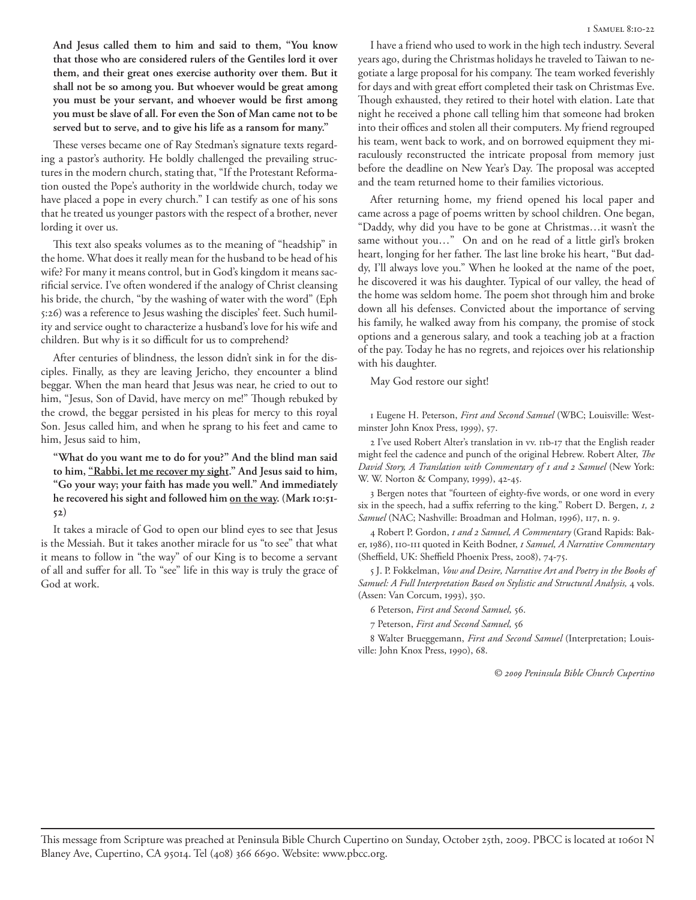**And Jesus called them to him and said to them, "You know that those who are considered rulers of the Gentiles lord it over them, and their great ones exercise authority over them. But it shall not be so among you. But whoever would be great among you must be your servant, and whoever would be first among you must be slave of all. For even the Son of Man came not to be served but to serve, and to give his life as a ransom for many."**

These verses became one of Ray Stedman's signature texts regarding a pastor's authority. He boldly challenged the prevailing structures in the modern church, stating that, "If the Protestant Reformation ousted the Pope's authority in the worldwide church, today we have placed a pope in every church." I can testify as one of his sons that he treated us younger pastors with the respect of a brother, never lording it over us.

This text also speaks volumes as to the meaning of "headship" in the home. What does it really mean for the husband to be head of his wife? For many it means control, but in God's kingdom it means sacrificial service. I've often wondered if the analogy of Christ cleansing his bride, the church, "by the washing of water with the word" (Eph 5:26) was a reference to Jesus washing the disciples' feet. Such humility and service ought to characterize a husband's love for his wife and children. But why is it so difficult for us to comprehend?

After centuries of blindness, the lesson didn't sink in for the disciples. Finally, as they are leaving Jericho, they encounter a blind beggar. When the man heard that Jesus was near, he cried to out to him, "Jesus, Son of David, have mercy on me!" Though rebuked by the crowd, the beggar persisted in his pleas for mercy to this royal Son. Jesus called him, and when he sprang to his feet and came to him, Jesus said to him,

**"What do you want me to do for you?" And the blind man said to him, "<u>Rabbi, let me recover my sight</u>." And Jesus said to him, "Go your way; your faith has made you well." And immediately he recovered his sight and followed him <u>on the way</u>. (Mark 10:51-52)**

It takes a miracle of God to open our blind eyes to see that Jesus is the Messiah. But it takes another miracle for us "to see" that what it means to follow in "the way" of our King is to become a servant of all and suffer for all. To "see" life in this way is truly the grace of God at work.

I have a friend who used to work in the high tech industry. Several years ago, during the Christmas holidays he traveled to Taiwan to negotiate a large proposal for his company. The team worked feverishly for days and with great effort completed their task on Christmas Eve. Though exhausted, they retired to their hotel with elation. Late that night he received a phone call telling him that someone had broken into their offices and stolen all their computers. My friend regrouped his team, went back to work, and on borrowed equipment they miraculously reconstructed the intricate proposal from memory just before the deadline on New Year's Day. The proposal was accepted and the team returned home to their families victorious.

After returning home, my friend opened his local paper and came across a page of poems written by school children. One began, "Daddy, why did you have to be gone at Christmas…it wasn't the same without you…" On and on he read of a little girl's broken heart, longing for her father. The last line broke his heart, "But daddy, I'll always love you." When he looked at the name of the poet, he discovered it was his daughter. Typical of our valley, the head of the home was seldom home. The poem shot through him and broke down all his defenses. Convicted about the importance of serving his family, he walked away from his company, the promise of stock options and a generous salary, and took a teaching job at a fraction of the pay. Today he has no regrets, and rejoices over his relationship with his daughter.

May God restore our sight!

1 Eugene H. Peterson, *First and Second Samuel* (WBC; Louisville: Westminster John Knox Press, 1999), 57.

2 I've used Robert Alter's translation in vv. 11b-17 that the English reader might feel the cadence and punch of the original Hebrew. Robert Alter, *The David Story, A Translation with Commentary of 1 and 2 Samuel* (New York: W. W. Norton & Company, 1999), 42-45.

3 Bergen notes that "fourteen of eighty-five words, or one word in every six in the speech, had a suffix referring to the king." Robert D. Bergen, *1, 2 Samuel* (NAC; Nashville: Broadman and Holman, 1996), 117, n. 9.

4 Robert P. Gordon, *1 and 2 Samuel, A Commentary* (Grand Rapids: Baker, 1986), 110-111 quoted in Keith Bodner, *1 Samuel, A Narrative Commentary* (Sheffield, UK: Sheffield Phoenix Press, 2008), 74-75.

5 J. P. Fokkelman, *Vow and Desire, Narrative Art and Poetry in the Books of Samuel: A Full Interpretation Based on Stylistic and Structural Analysis,* 4 vols. (Assen: Van Corcum, 1993), 350.

6 Peterson, *First and Second Samuel,* 56.

7 Peterson, *First and Second Samuel,* 56

8 Walter Brueggemann, *First and Second Samuel* (Interpretation; Louisville: John Knox Press, 1990), 68.

*© 2009 Peninsula Bible Church Cupertino*

This message from Scripture was preached at Peninsula Bible Church Cupertino on Sunday, October 25th, 2009. PBCC is located at 10601 N Blaney Ave, Cupertino, CA 95014. Tel (408) 366 6690. Website: www.pbcc.org.